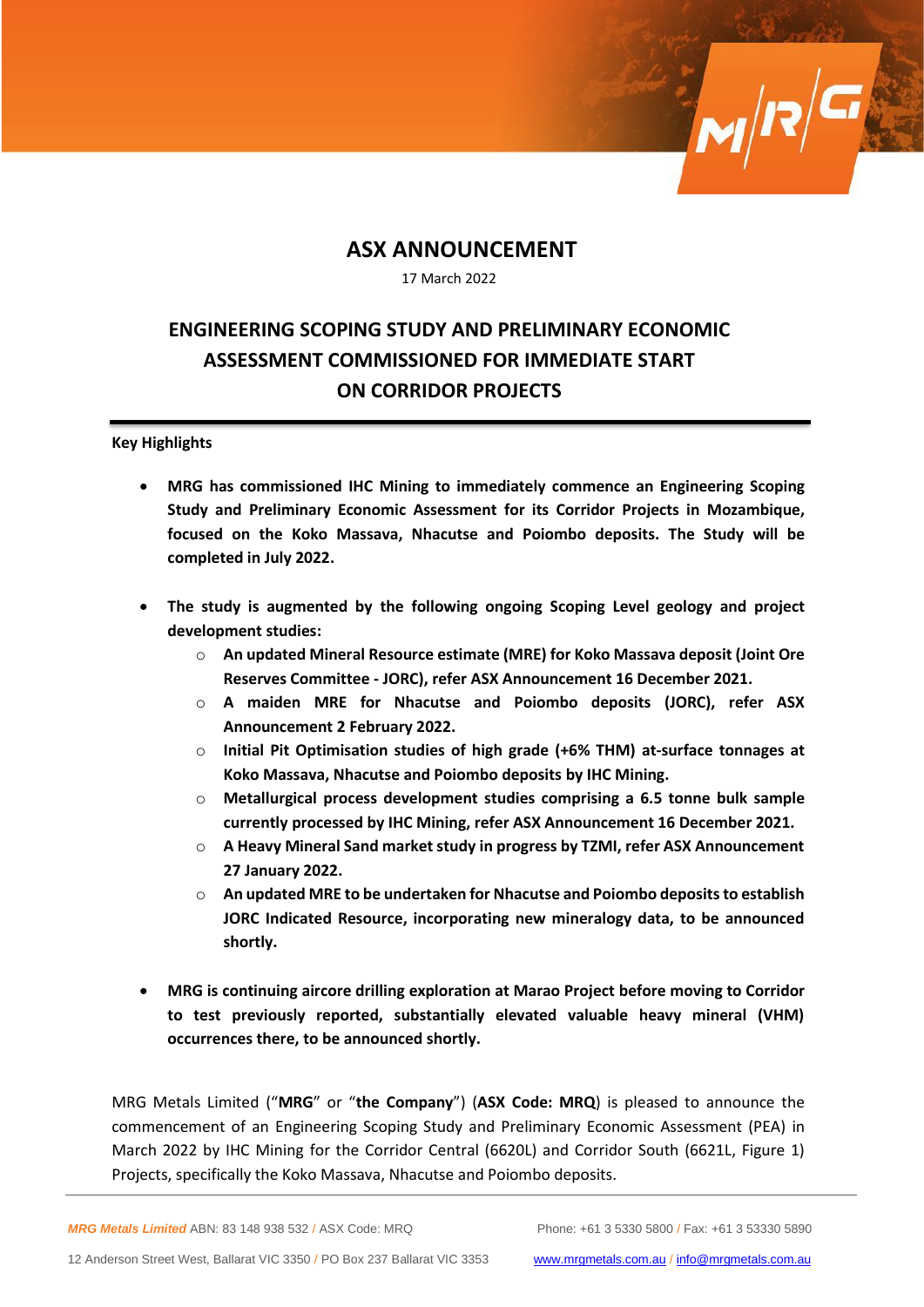# ASX ANNOUNCEMENT

17 March 2022

## ENGINEERING SCOPING STUDY AND PRELIMINARY ECONOMIC ASSESSMENT COMMISSIONED FOR IMMEDIATE START ON CORRIDOR PROJECTS

**Key Highlights**

- **MRG has commissioned IHC Mining to immediately commence an Engineering Scoping Study and Preliminary Economic Assessment for its Corridor Projects in Mozambique, focused on the Koko Massava, Nhacutse and Poiombo deposits. The Study will be completed in July 2022.**
- **The study is augmented by the following ongoing Scoping Level geology and project development studies:**
  - **An updated Mineral Resource estimate (MRE) for Koko Massava deposit (Joint Ore Reserves Committee - JORC), refer ASX Announcement 16 December 2021.**
  - **A maiden MRE for Nhacutse and Poiombo deposits (JORC), refer ASX Announcement 2 February 2022.**
  - **Initial Pit Optimisation studies of high grade (+6% THM) at-surface tonnages at Koko Massava, Nhacutse and Poiombo deposits by IHC Mining.**
  - **Metallurgical process development studies comprising a 6.5 tonne bulk sample currently processed by IHC Mining, refer ASX Announcement 16 December 2021.**
  - **A Heavy Mineral Sand market study in progress by TZMI, refer ASX Announcement 27 January 2022.**
  - **An updated MRE to be undertaken for Nhacutse and Poiombo deposits to establish JORC Indicated Resource, incorporating new mineralogy data, to be announced shortly.**
- **MRG is continuing aircore drilling exploration at Marao Project before moving to Corridor to test previously reported, substantially elevated valuable heavy mineral (VHM) occurrences there, to be announced shortly.**

MRG Metals Limited ("**MRG**" or "**the Company**") (**ASX Code: MRQ**) is pleased to announce the commencement of an Engineering Scoping Study and Preliminary Economic Assessment (PEA) in March 2022 by IHC Mining for the Corridor Central (6620L) and Corridor South (6621L, Figure 1) Projects, specifically the Koko Massava, Nhacutse and Poiombo deposits.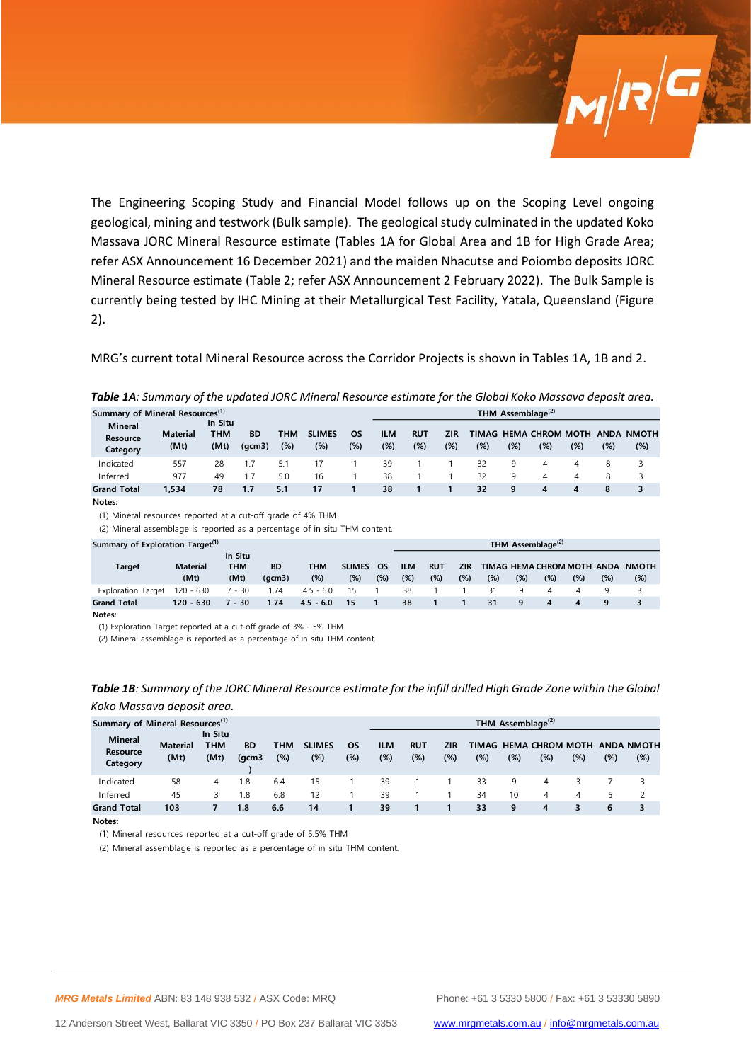The Engineering Scoping Study and Financial Model follows up on the Scoping Level ongoing geological, mining and testwork (Bulk sample). The geological study culminated in the updated Koko Massava JORC Mineral Resource estimate (Tables 1A for Global Area and 1B for High Grade Area; refer ASX Announcement 16 December 2021) and the maiden Nhacutse and Poiombo deposits JORC Mineral Resource estimate (Table 2; refer ASX Announcement 2 February 2022). The Bulk Sample is currently being tested by IHC Mining at their Metallurgical Test Facility, Yatala, Queensland (Figure 2).

MRG's current total Mineral Resource across the Corridor Projects is shown in Tables 1A, 1B and 2.

***Table 1A**: Summary of the updated JORC Mineral Resource estimate for the Global Koko Massava deposit area.*

| Summary of Mineral Resources[(1)] | | | | | | | THM Assemblage[(2)] | | | | | | | | |
|---|---|---|---|---|---|---|---|---|---|---|---|---|---|---|---|
| **Mineral Resource Category** | **Material (Mt)** | **In Situ THM (Mt)** | **BD (gcm3)** | **THM (%)** | **SLIMES (%)** | **OS (%)** | **ILM (%)** | **RUT (%)** | **ZIR (%)** | **TIMAG (%)** | **HEMA (%)** | **CHROM (%)** | **MOTH (%)** | **ANDA (%)** | **NMOTH (%)** |
| Indicated | 557 | 28 | 1.7 | 5.1 | 17 | 1 | 39 | 1 | 1 | 32 | 9 | 4 | 4 | 8 | 3 |
| Inferred | 977 | 49 | 1.7 | 5.0 | 16 | 1 | 38 | 1 | 1 | 32 | 9 | 4 | 4 | 8 | 3 |
| **Grand Total** | **1,534** | **78** | **1.7** | **5.1** | **17** | **1** | **38** | **1** | **1** | **32** | **9** | **4** | **4** | **8** | **3** |

**Notes:**

(1) Mineral resources reported at a cut-off grade of 4% THM

(2) Mineral assemblage is reported as a percentage of in situ THM content.

| Summary of Exploration Target[(1)] | | | | | | | THM Assemblage[(2)] | | | | | | | | |
|---|---|---|---|---|---|---|---|---|---|---|---|---|---|---|---|
| **Target** | **Material (Mt)** | **In Situ THM (Mt)** | **BD (gcm3)** | **THM (%)** | **SLIMES (%)** | **OS (%)** | **ILM (%)** | **RUT (%)** | **ZIR (%)** | **TIMAG (%)** | **HEMA (%)** | **CHROM (%)** | **MOTH (%)** | **ANDA (%)** | **NMOTH (%)** |
| Exploration Target | 120 - 630 | 7 - 30 | 1.74 | 4.5 - 6.0 | 15 | 1 | 38 | 1 | 1 | 31 | 9 | 4 | 4 | 9 | 3 |
| **Grand Total** | **120 - 630** | **7 - 30** | **1.74** | **4.5 - 6.0** | **15** | **1** | **38** | **1** | **1** | **31** | **9** | **4** | **4** | **9** | **3** |

**Notes:**

(1) Exploration Target reported at a cut-off grade of 3% - 5% THM

(2) Mineral assemblage is reported as a percentage of in situ THM content.

***Table 1B**: Summary of the JORC Mineral Resource estimate for the infill drilled High Grade Zone within the Global Koko Massava deposit area.*

| Summary of Mineral Resources[(1)] | | | | | | | THM Assemblage[(2)] | | | | | | | | |
|---|---|---|---|---|---|---|---|---|---|---|---|---|---|---|---|
| **Mineral Resource Category** | **Material (Mt)** | **In Situ THM (Mt)** | **BD (gcm3)** | **THM (%)** | **SLIMES (%)** | **OS (%)** | **ILM (%)** | **RUT (%)** | **ZIR (%)** | **TIMAG (%)** | **HEMA (%)** | **CHROM (%)** | **MOTH (%)** | **ANDA (%)** | **NMOTH (%)** |
| Indicated | 58 | 4 | 1.8 | 6.4 | 15 | 1 | 39 | 1 | 1 | 33 | 9 | 4 | 3 | 7 | 3 |
| Inferred | 45 | 3 | 1.8 | 6.8 | 12 | 1 | 39 | 1 | 1 | 34 | 10 | 4 | 4 | 5 | 2 |
| **Grand Total** | **103** | **7** | **1.8** | **6.6** | **14** | **1** | **39** | **1** | **1** | **33** | **9** | **4** | **3** | **6** | **3** |

**Notes:**

(1) Mineral resources reported at a cut-off grade of 5.5% THM

(2) Mineral assemblage is reported as a percentage of in situ THM content.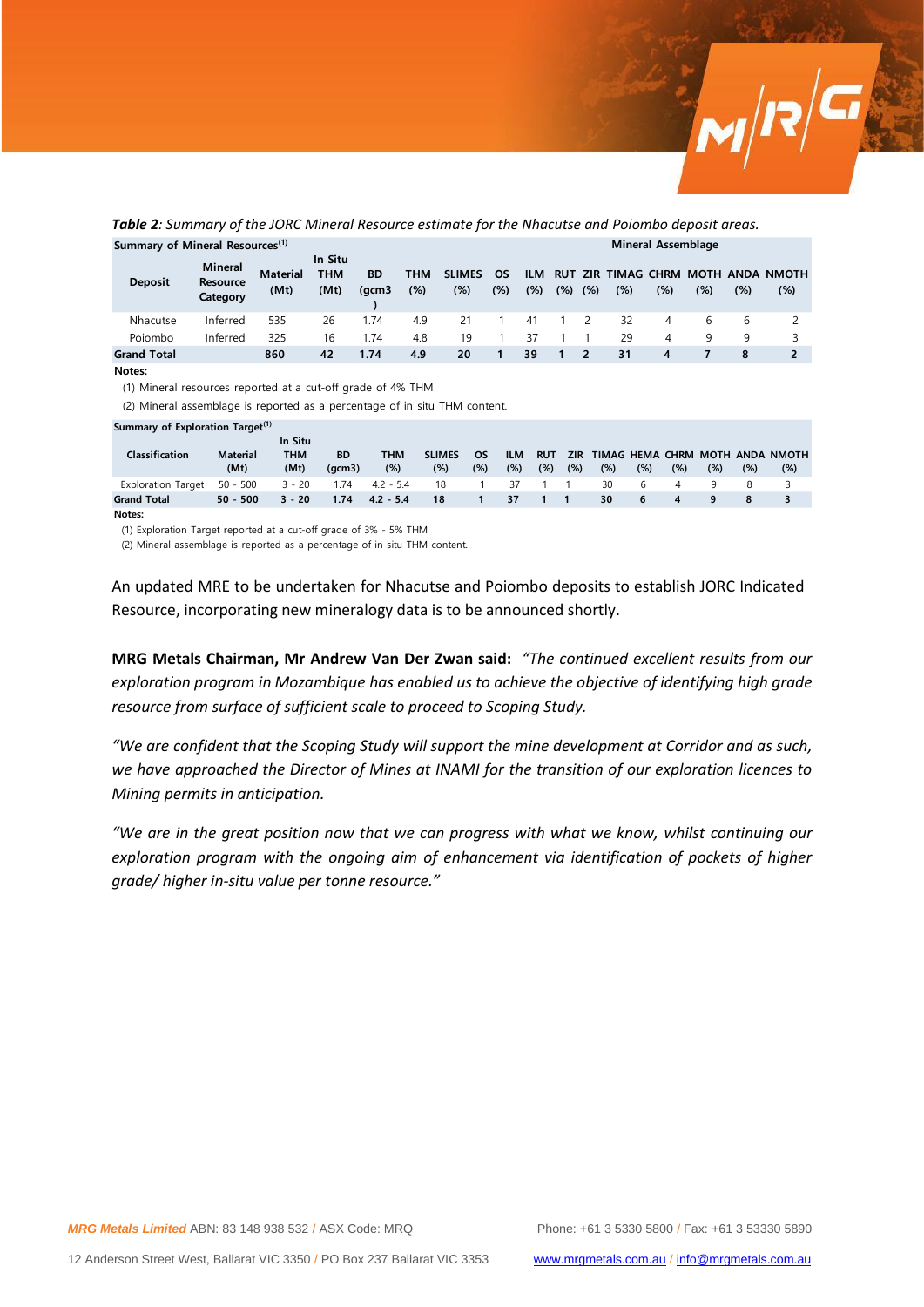***Table 2**: Summary of the JORC Mineral Resource estimate for the Nhacutse and Poiombo deposit areas.*

| Summary of Mineral Resources[1] | | | | | | | | | | Mineral Assemblage | | | | | | | |
|---|---|---|---|---|---|---|---|---|---|---|---|---|---|---|---|---|---|
| **Deposit** | **Mineral Resource Category** | **Material (Mt)** | **In Situ THM (Mt)** | **BD (gcm3)** | **THM (%)** | **SLIMES (%)** | **OS (%)** | **ILM (%)** | **RUT (%)** | **ZIR (%)** | **TIMAG (%)** | **CHRM (%)** | **MOTH (%)** | **ANDA (%)** | **NMOTH (%)** |
| Nhacutse | Inferred | 535 | 26 | 1.74 | 4.9 | 21 | 1 | 41 | 1 | 2 | 32 | 4 | 6 | 6 | 2 |
| Poiombo | Inferred | 325 | 16 | 1.74 | 4.8 | 19 | 1 | 37 | 1 | 1 | 29 | 4 | 9 | 9 | 3 |
| **Grand Total** | | **860** | **42** | **1.74** | **4.9** | **20** | **1** | **39** | **1** | **2** | **31** | **4** | **7** | **8** | **2** |

**Notes:**

(1) Mineral resources reported at a cut-off grade of 4% THM

(2) Mineral assemblage is reported as a percentage of in situ THM content.

| Summary of Exploration Target[1] | | | | | | | | | | | | | | | | |
|---|---|---|---|---|---|---|---|---|---|---|---|---|---|---|---|---|
| **Classification** | **Material (Mt)** | **In Situ THM (Mt)** | **BD (gcm3)** | **THM (%)** | **SLIMES (%)** | **OS (%)** | **ILM (%)** | **RUT (%)** | **ZIR (%)** | **TIMAG (%)** | **HEMA (%)** | **CHRM (%)** | **MOTH (%)** | **ANDA (%)** | **NMOTH (%)** |
| Exploration Target | 50 - 500 | 3 - 20 | 1.74 | 4.2 - 5.4 | 18 | 1 | 37 | 1 | 1 | 30 | 6 | 4 | 9 | 8 | 3 |
| **Grand Total** | **50 - 500** | **3 - 20** | **1.74** | **4.2 - 5.4** | **18** | **1** | **37** | **1** | **1** | **30** | **6** | **4** | **9** | **8** | **3** |

**Notes:**

(1) Exploration Target reported at a cut-off grade of 3% - 5% THM

(2) Mineral assemblage is reported as a percentage of in situ THM content.

An updated MRE to be undertaken for Nhacutse and Poiombo deposits to establish JORC Indicated Resource, incorporating new mineralogy data is to be announced shortly.

**MRG Metals Chairman, Mr Andrew Van Der Zwan said:** *"The continued excellent results from our exploration program in Mozambique has enabled us to achieve the objective of identifying high grade resource from surface of sufficient scale to proceed to Scoping Study.*

*"We are confident that the Scoping Study will support the mine development at Corridor and as such, we have approached the Director of Mines at INAMI for the transition of our exploration licences to Mining permits in anticipation.*

*"We are in the great position now that we can progress with what we know, whilst continuing our exploration program with the ongoing aim of enhancement via identification of pockets of higher grade/ higher in-situ value per tonne resource."*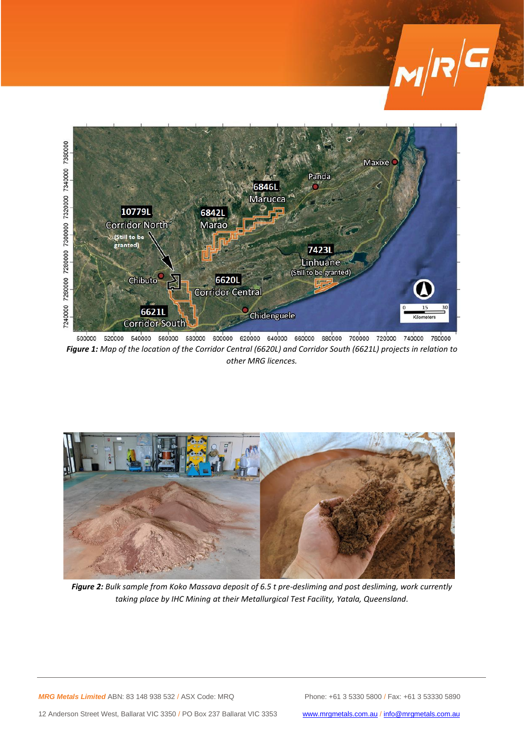*Figure 1: Map of the location of the Corridor Central (6620L) and Corridor South (6621L) projects in relation to other MRG licences.*

*Figure 2: Bulk sample from Koko Massava deposit of 6.5 t pre-desliming and post desliming, work currently taking place by IHC Mining at their Metallurgical Test Facility, Yatala, Queensland.*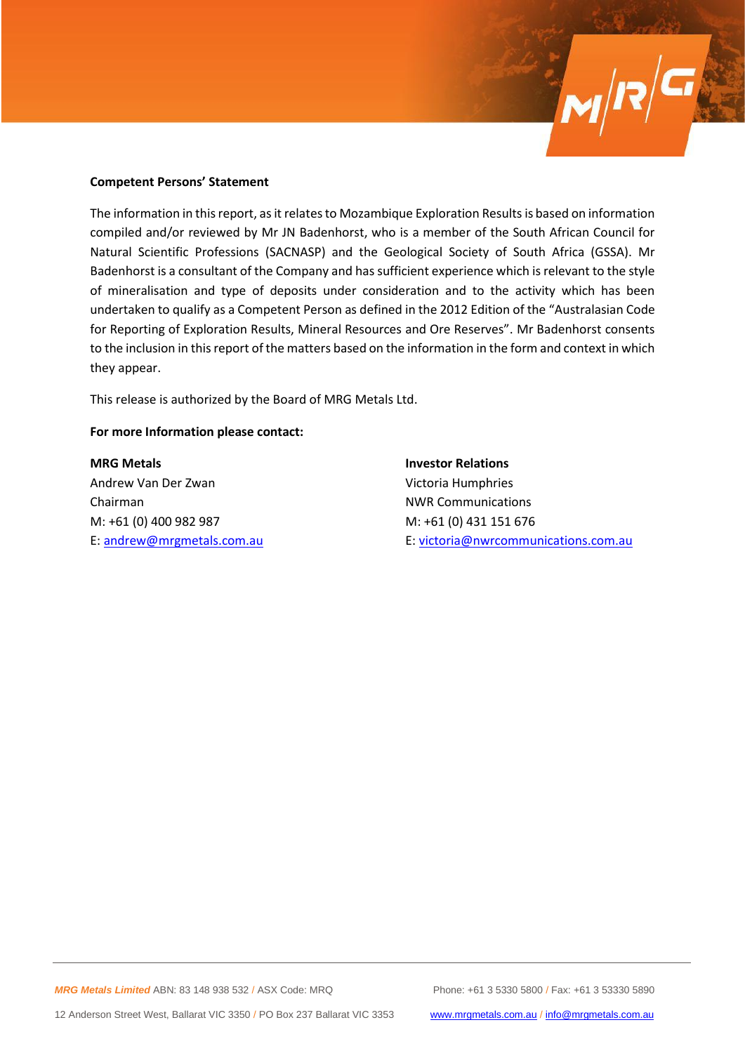**Competent Persons' Statement**

The information in this report, as it relates to Mozambique Exploration Results is based on information compiled and/or reviewed by Mr JN Badenhorst, who is a member of the South African Council for Natural Scientific Professions (SACNASP) and the Geological Society of South Africa (GSSA). Mr Badenhorst is a consultant of the Company and has sufficient experience which is relevant to the style of mineralisation and type of deposits under consideration and to the activity which has been undertaken to qualify as a Competent Person as defined in the 2012 Edition of the "Australasian Code for Reporting of Exploration Results, Mineral Resources and Ore Reserves". Mr Badenhorst consents to the inclusion in this report of the matters based on the information in the form and context in which they appear.

This release is authorized by the Board of MRG Metals Ltd.

**For more Information please contact:**

**MRG Metals**
Andrew Van Der Zwan
Chairman
M: +61 (0) 400 982 987
E: andrew@mrgmetals.com.au

**Investor Relations**
Victoria Humphries
NWR Communications
M: +61 (0) 431 151 676
E: victoria@nwrcommunications.com.au